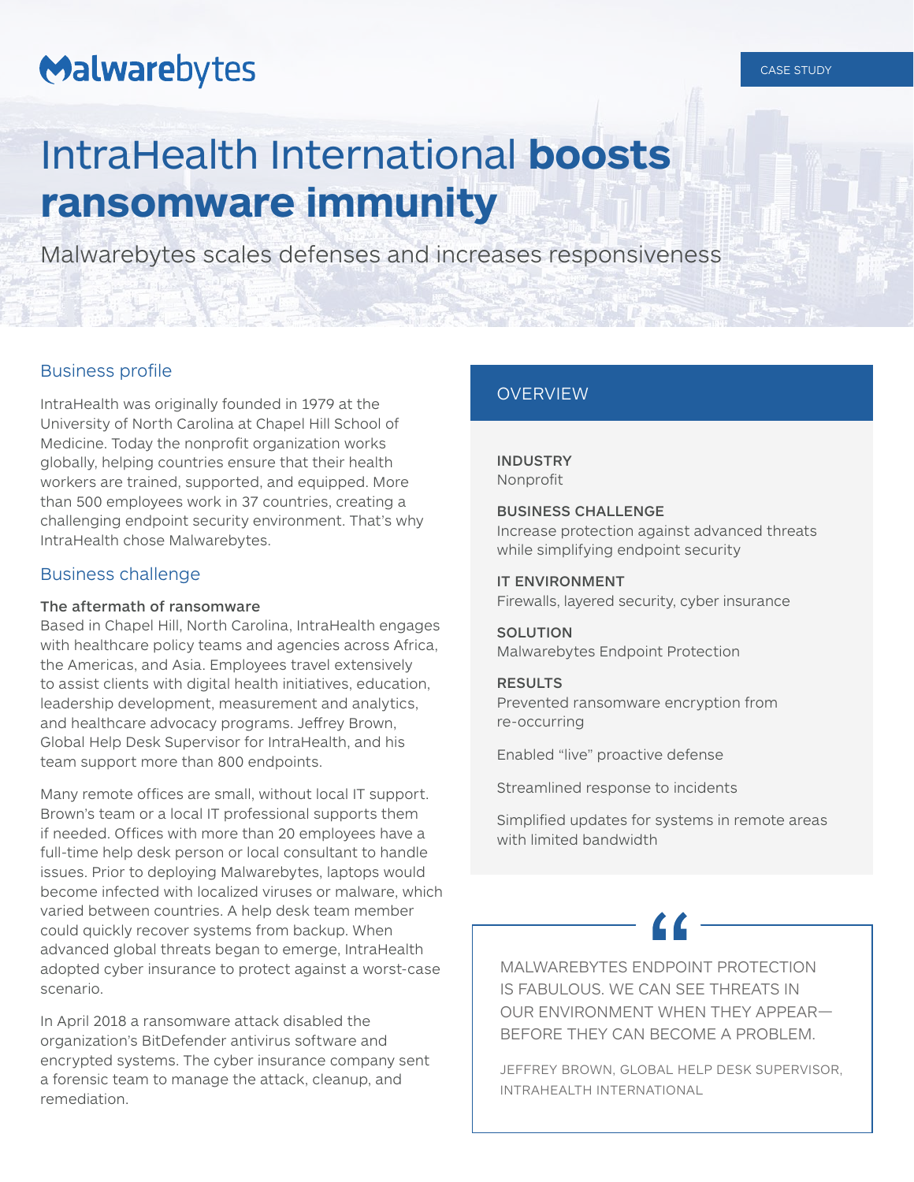Malwarebytes

CASE STUDY

# IntraHealth International **boosts ransomware immunity**

Malwarebytes scales defenses and increases responsiveness

## Business profile

IntraHealth was originally founded in 1979 at the University of North Carolina at Chapel Hill School of Medicine. Today the nonprofit organization works globally, helping countries ensure that their health workers are trained, supported, and equipped. More than 500 employees work in 37 countries, creating a challenging endpoint security environment. That's why IntraHealth chose Malwarebytes.

## Business challenge

### The aftermath of ransomware

Based in Chapel Hill, North Carolina, IntraHealth engages with healthcare policy teams and agencies across Africa, the Americas, and Asia. Employees travel extensively to assist clients with digital health initiatives, education, leadership development, measurement and analytics, and healthcare advocacy programs. Jeffrey Brown, Global Help Desk Supervisor for IntraHealth, and his team support more than 800 endpoints.

Many remote offices are small, without local IT support. Brown's team or a local IT professional supports them if needed. Offices with more than 20 employees have a full-time help desk person or local consultant to handle issues. Prior to deploying Malwarebytes, laptops would become infected with localized viruses or malware, which varied between countries. A help desk team member could quickly recover systems from backup. When advanced global threats began to emerge, IntraHealth adopted cyber insurance to protect against a worst-case scenario.

In April 2018 a ransomware attack disabled the organization's BitDefender antivirus software and encrypted systems. The cyber insurance company sent a forensic team to manage the attack, cleanup, and remediation.

## OVERVIEW

**INDUSTRY**
Nonprofit

**BUSINESS CHALLENGE**
Increase protection against advanced threats while simplifying endpoint security

**IT ENVIRONMENT**
Firewalls, layered security, cyber insurance

**SOLUTION**
Malwarebytes Endpoint Protection

**RESULTS**
Prevented ransomware encryption from re-occurring

Enabled "live" proactive defense

Streamlined response to incidents

Simplified updates for systems in remote areas with limited bandwidth

> "MALWAREBYTES ENDPOINT PROTECTION IS FABULOUS. WE CAN SEE THREATS IN OUR ENVIRONMENT WHEN THEY APPEAR—BEFORE THEY CAN BECOME A PROBLEM.
>
> JEFFREY BROWN, GLOBAL HELP DESK SUPERVISOR, INTRAHEALTH INTERNATIONAL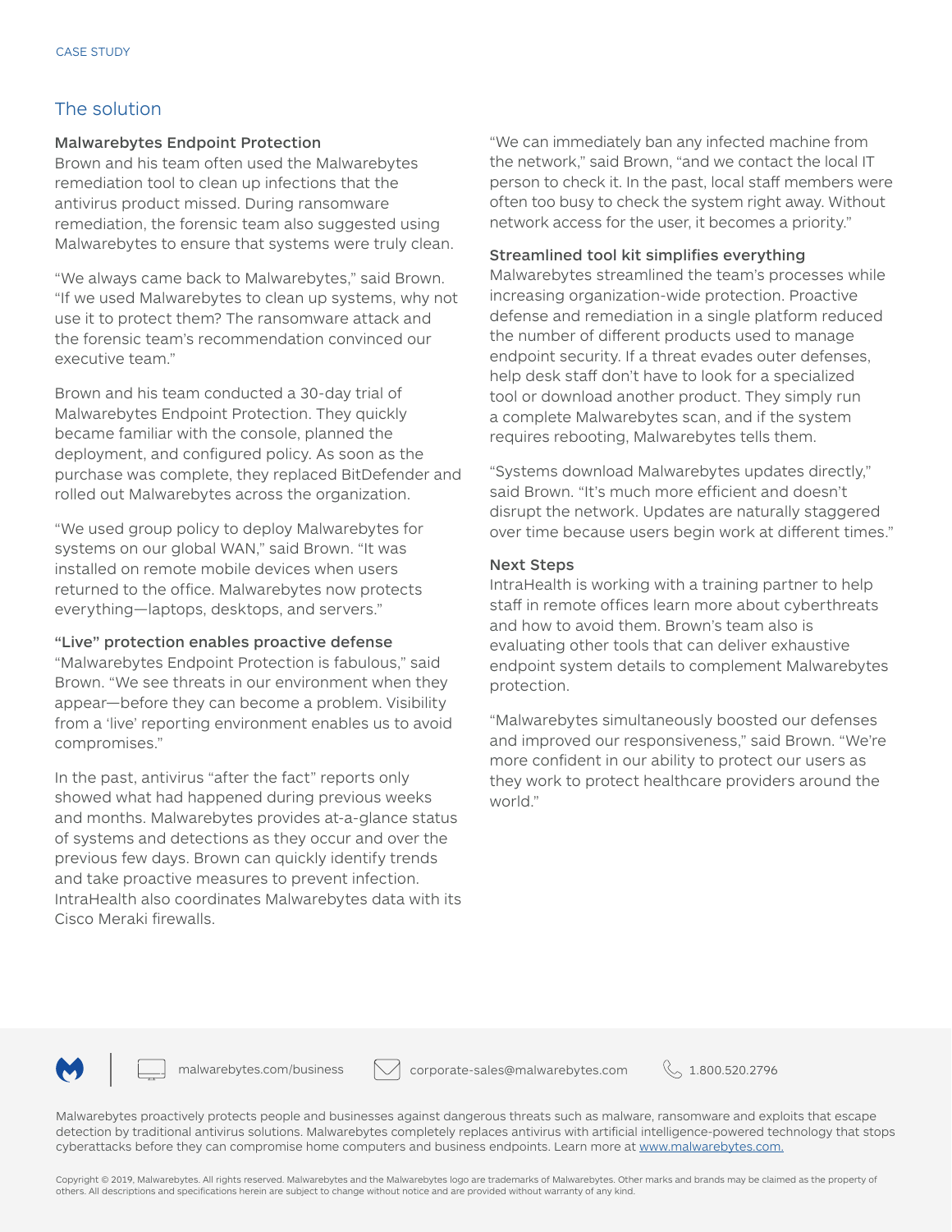## The solution

### Malwarebytes Endpoint Protection

Brown and his team often used the Malwarebytes remediation tool to clean up infections that the antivirus product missed. During ransomware remediation, the forensic team also suggested using Malwarebytes to ensure that systems were truly clean.

"We always came back to Malwarebytes," said Brown. "If we used Malwarebytes to clean up systems, why not use it to protect them? The ransomware attack and the forensic team's recommendation convinced our executive team."

Brown and his team conducted a 30-day trial of Malwarebytes Endpoint Protection. They quickly became familiar with the console, planned the deployment, and configured policy. As soon as the purchase was complete, they replaced BitDefender and rolled out Malwarebytes across the organization.

"We used group policy to deploy Malwarebytes for systems on our global WAN," said Brown. "It was installed on remote mobile devices when users returned to the office. Malwarebytes now protects everything—laptops, desktops, and servers."

### "Live" protection enables proactive defense

"Malwarebytes Endpoint Protection is fabulous," said Brown. "We see threats in our environment when they appear—before they can become a problem. Visibility from a 'live' reporting environment enables us to avoid compromises."

In the past, antivirus "after the fact" reports only showed what had happened during previous weeks and months. Malwarebytes provides at-a-glance status of systems and detections as they occur and over the previous few days. Brown can quickly identify trends and take proactive measures to prevent infection. IntraHealth also coordinates Malwarebytes data with its Cisco Meraki firewalls.

"We can immediately ban any infected machine from the network," said Brown, "and we contact the local IT person to check it. In the past, local staff members were often too busy to check the system right away. Without network access for the user, it becomes a priority."

### Streamlined tool kit simplifies everything

Malwarebytes streamlined the team's processes while increasing organization-wide protection. Proactive defense and remediation in a single platform reduced the number of different products used to manage endpoint security. If a threat evades outer defenses, help desk staff don't have to look for a specialized tool or download another product. They simply run a complete Malwarebytes scan, and if the system requires rebooting, Malwarebytes tells them.

"Systems download Malwarebytes updates directly," said Brown. "It's much more efficient and doesn't disrupt the network. Updates are naturally staggered over time because users begin work at different times."

### Next Steps

IntraHealth is working with a training partner to help staff in remote offices learn more about cyberthreats and how to avoid them. Brown's team also is evaluating other tools that can deliver exhaustive endpoint system details to complement Malwarebytes protection.

"Malwarebytes simultaneously boosted our defenses and improved our responsiveness," said Brown. "We're more confident in our ability to protect our users as they work to protect healthcare providers around the world."

malwarebytes.com/business | corporate-sales@malwarebytes.com | 1.800.520.2796

Malwarebytes proactively protects people and businesses against dangerous threats such as malware, ransomware and exploits that escape detection by traditional antivirus solutions. Malwarebytes completely replaces antivirus with artificial intelligence-powered technology that stops cyberattacks before they can compromise home computers and business endpoints. Learn more at www.malwarebytes.com.

Copyright © 2019, Malwarebytes. All rights reserved. Malwarebytes and the Malwarebytes logo are trademarks of Malwarebytes. Other marks and brands may be claimed as the property of others. All descriptions and specifications herein are subject to change without notice and are provided without warranty of any kind.